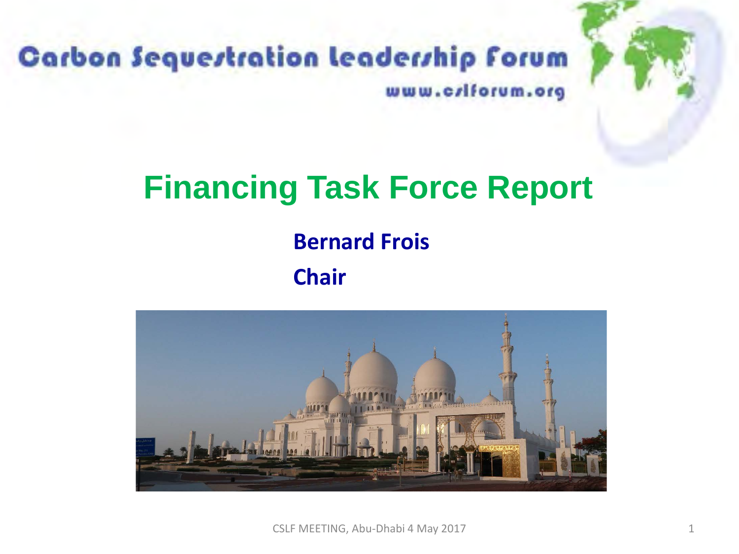# Carbon Sequestration Leadership Forum

www.cslforum.org

## Financing Task Force Report

**Bernard Frois**

**Chair**

CSLF MEETING, Abu-Dhabi 4 May 2017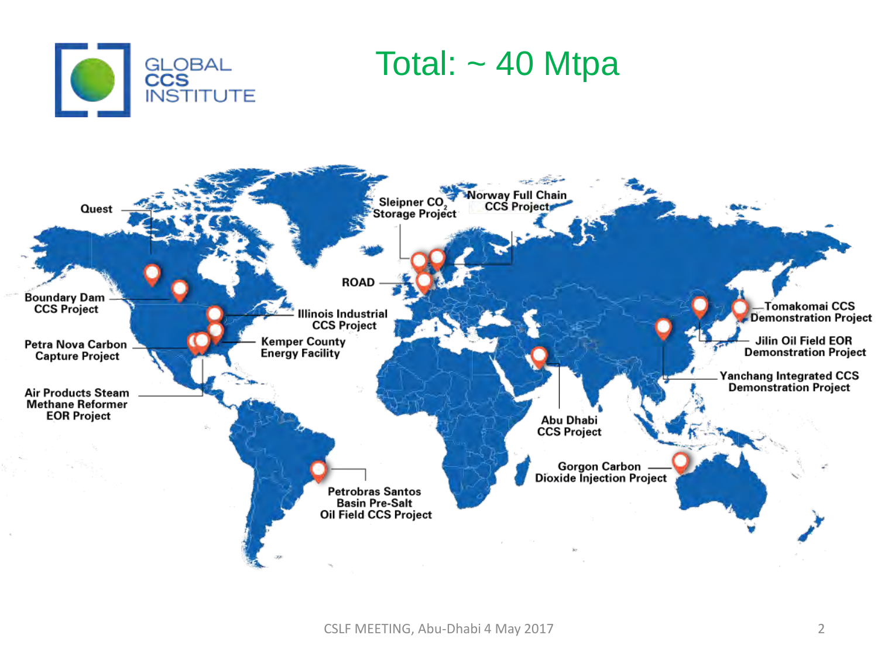# Total: ~ 40 Mtpa

GLOBAL CCS INSTITUTE

- Quest
- Boundary Dam CCS Project
- Petra Nova Carbon Capture Project
- Air Products Steam Methane Reformer EOR Project
- Illinois Industrial CCS Project
- Kemper County Energy Facility
- Petrobras Santos Basin Pre-Salt Oil Field CCS Project
- ROAD
- Sleipner $CO_2$ Storage Project
- Norway Full Chain CCS Project
- Abu Dhabi CCS Project
- Gorgon Carbon Dioxide Injection Project
- Yanchang Integrated CCS Demonstration Project
- Jilin Oil Field EOR Demonstration Project
- Tomakomai CCS Demonstration Project

CSLF MEETING, Abu-Dhabi 4 May 2017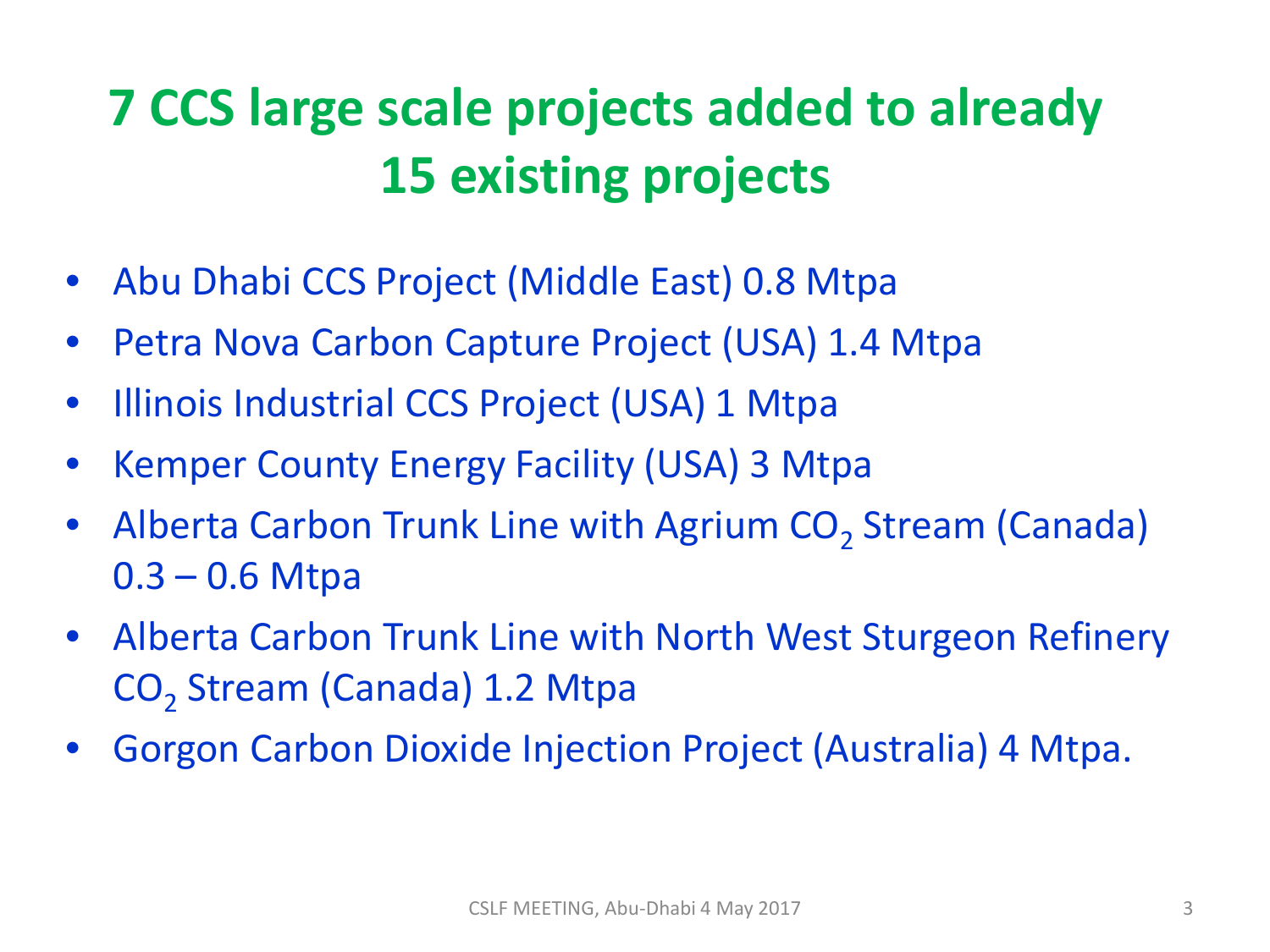# 7 CCS large scale projects added to already 15 existing projects

- Abu Dhabi CCS Project (Middle East) 0.8 Mtpa
- Petra Nova Carbon Capture Project (USA) 1.4 Mtpa
- Illinois Industrial CCS Project (USA) 1 Mtpa
- Kemper County Energy Facility (USA) 3 Mtpa
- Alberta Carbon Trunk Line with Agrium $CO_2$ Stream (Canada) 0.3 – 0.6 Mtpa
- Alberta Carbon Trunk Line with North West Sturgeon Refinery $CO_2$ Stream (Canada) 1.2 Mtpa
- Gorgon Carbon Dioxide Injection Project (Australia) 4 Mtpa.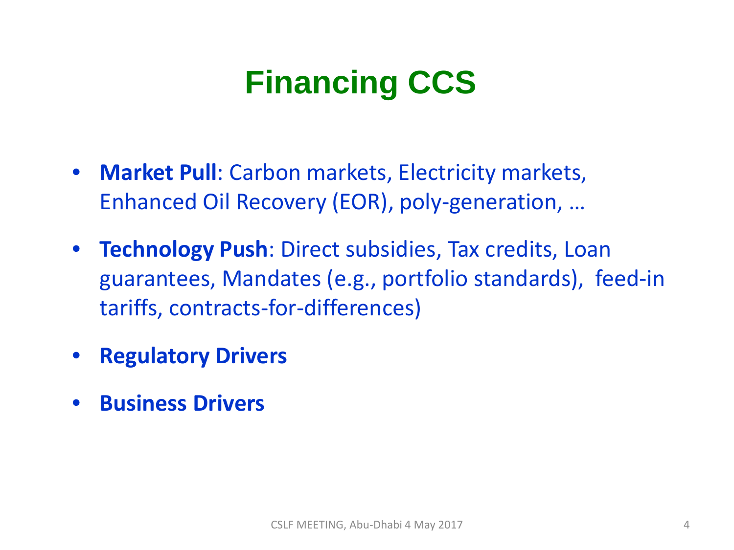# Financing CCS

- **Market Pull**: Carbon markets, Electricity markets, Enhanced Oil Recovery (EOR), poly-generation, …
- **Technology Push**: Direct subsidies, Tax credits, Loan guarantees, Mandates (e.g., portfolio standards), feed-in tariffs, contracts-for-differences)
- **Regulatory Drivers**
- **Business Drivers**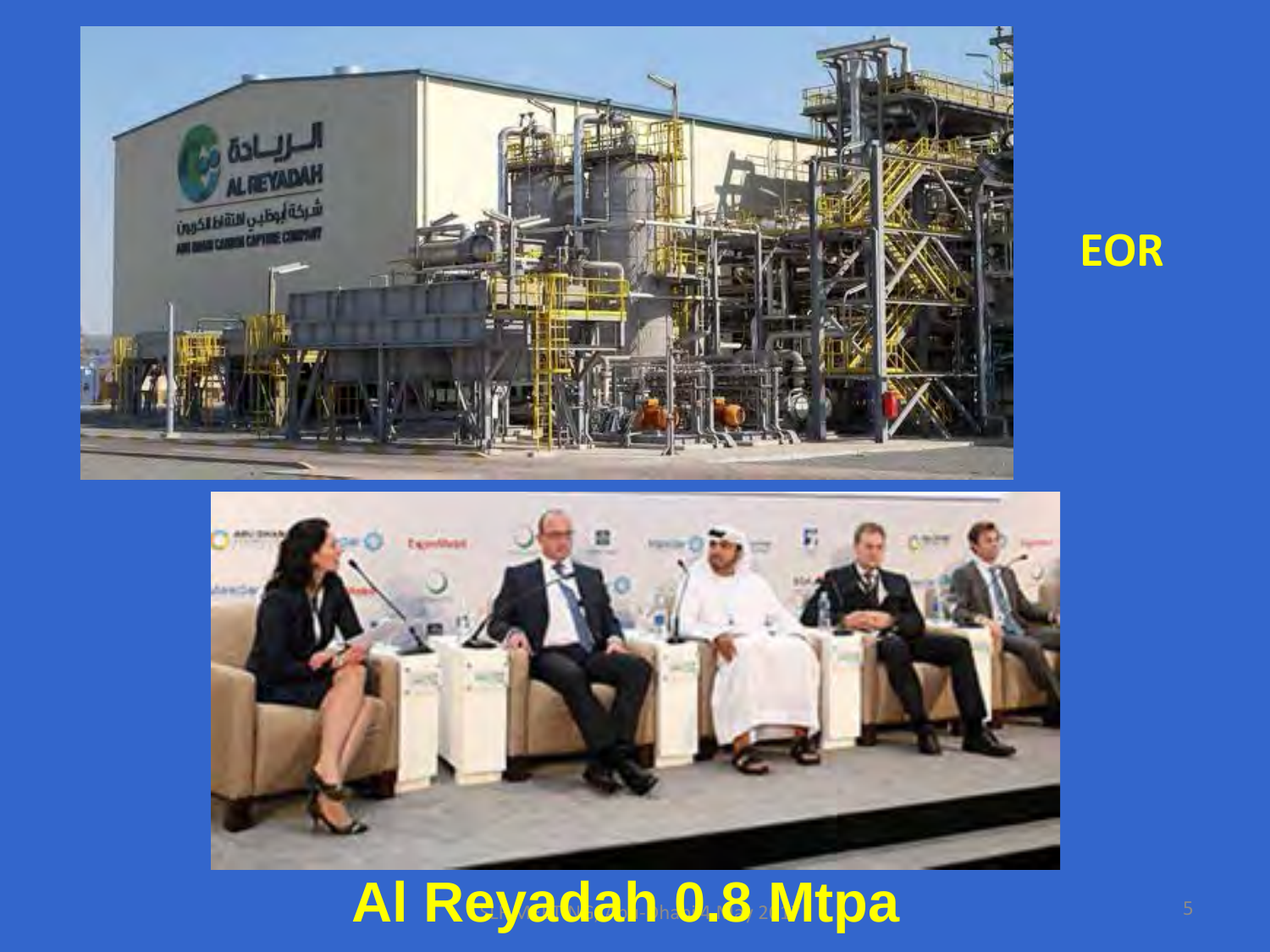EOR

**Al Reyadah 0.8 Mtpa**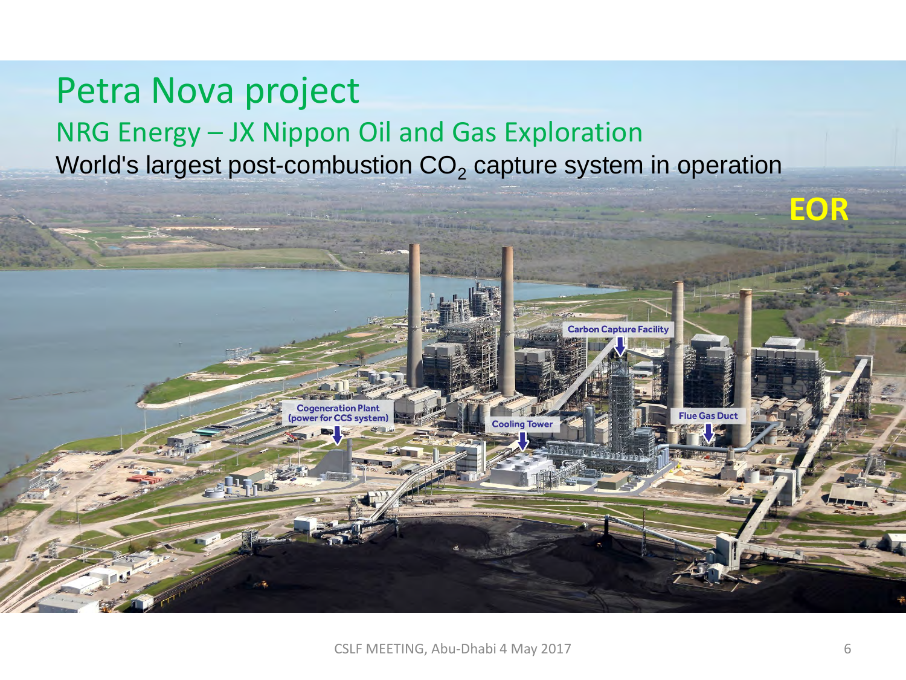# Petra Nova project

## NRG Energy – JX Nippon Oil and Gas Exploration

World's largest post-combustion $CO_2$ capture system in operation

**EOR**

Carbon Capture Facility

Cogeneration Plant (power for CCS system)

Cooling Tower

Flue Gas Duct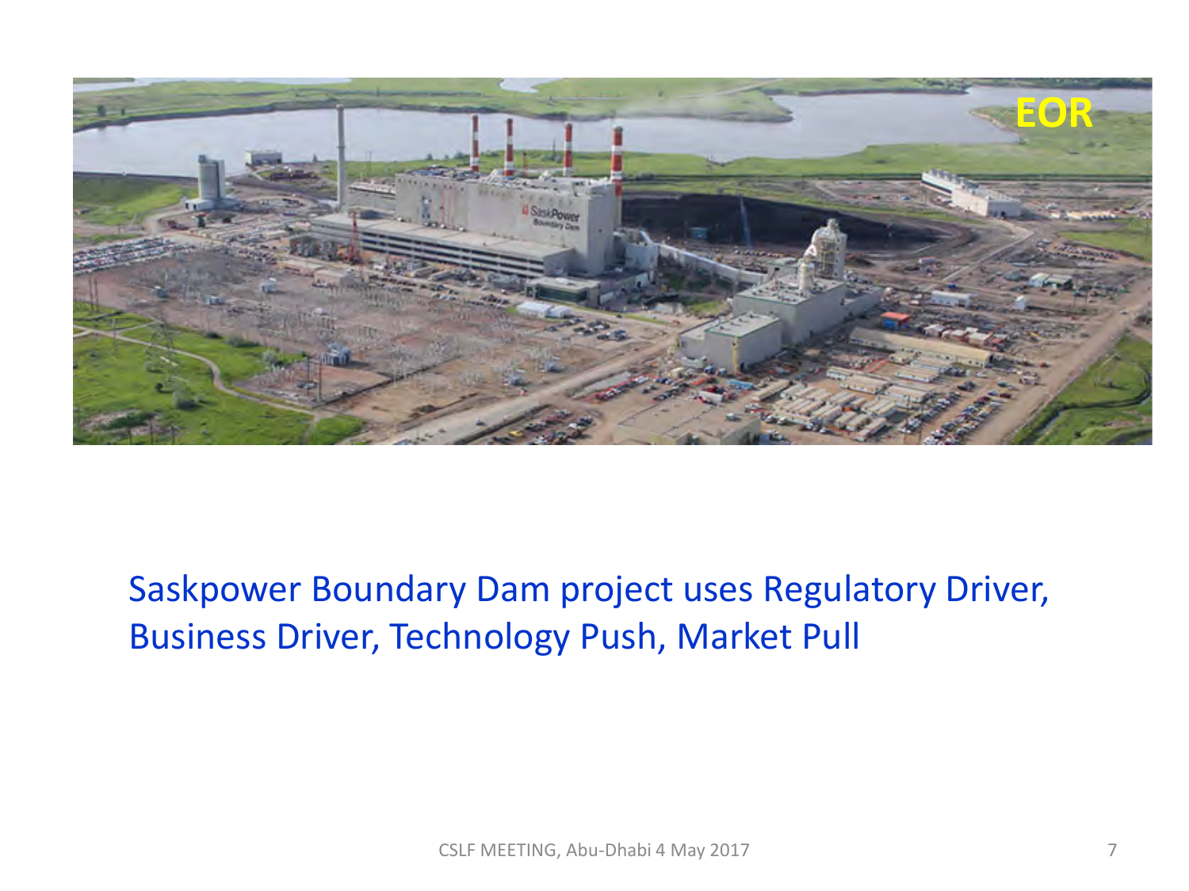Saskpower Boundary Dam project uses Regulatory Driver, Business Driver, Technology Push, Market Pull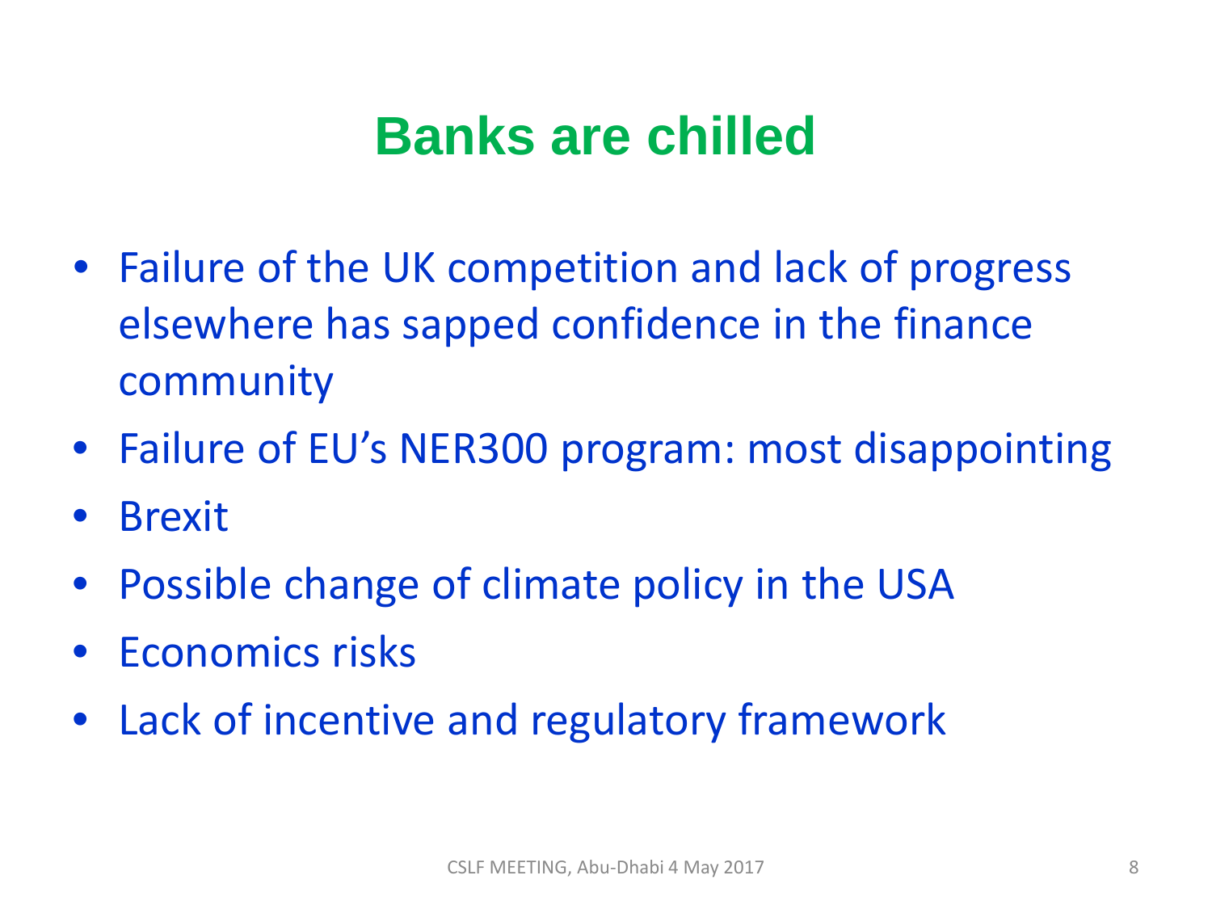# Banks are chilled

- Failure of the UK competition and lack of progress elsewhere has sapped confidence in the finance community
- Failure of EU's NER300 program: most disappointing
- Brexit
- Possible change of climate policy in the USA
- Economics risks
- Lack of incentive and regulatory framework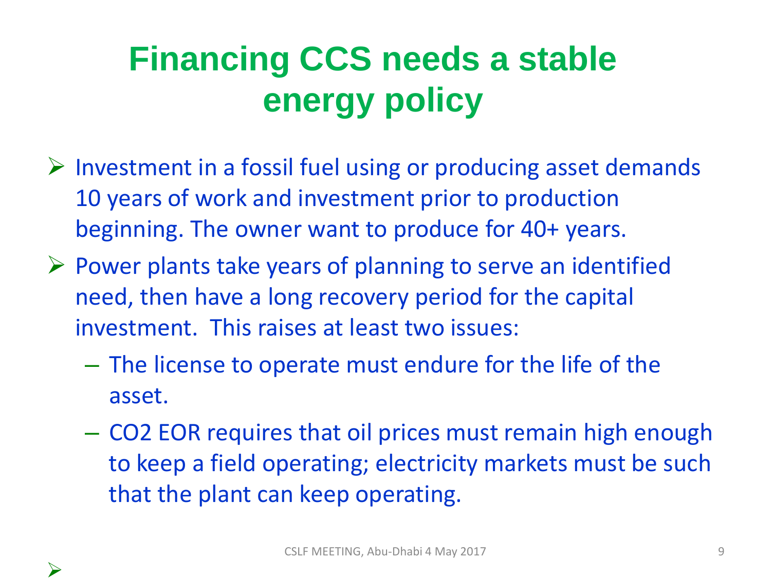# Financing CCS needs a stable energy policy

- Investment in a fossil fuel using or producing asset demands 10 years of work and investment prior to production beginning. The owner want to produce for 40+ years.
- Power plants take years of planning to serve an identified need, then have a long recovery period for the capital investment. This raises at least two issues:
  - The license to operate must endure for the life of the asset.
  - $CO_2$ EOR requires that oil prices must remain high enough to keep a field operating; electricity markets must be such that the plant can keep operating.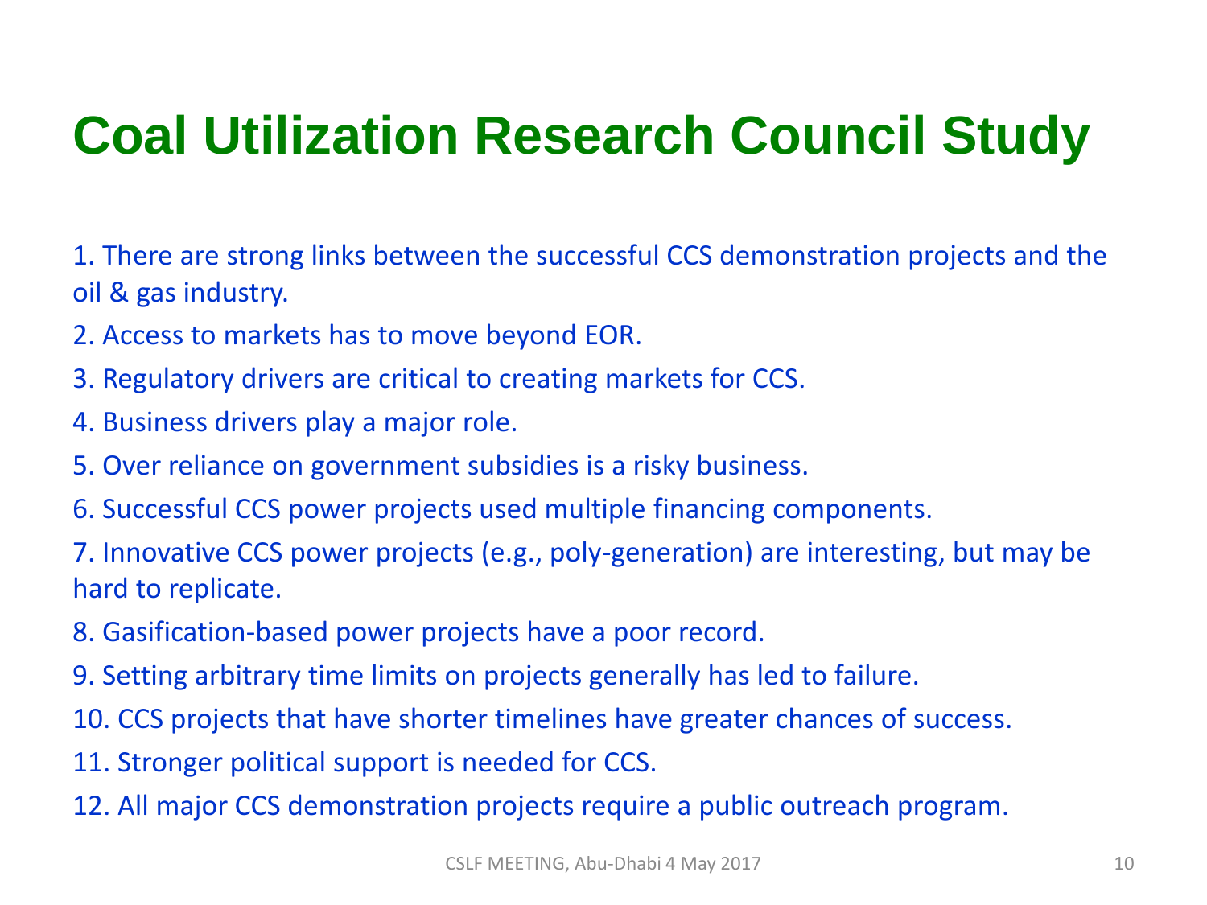# Coal Utilization Research Council Study

1. There are strong links between the successful CCS demonstration projects and the oil & gas industry.
2. Access to markets has to move beyond EOR.
3. Regulatory drivers are critical to creating markets for CCS.
4. Business drivers play a major role.
5. Over reliance on government subsidies is a risky business.
6. Successful CCS power projects used multiple financing components.
7. Innovative CCS power projects (e.g., poly-generation) are interesting, but may be hard to replicate.
8. Gasification-based power projects have a poor record.
9. Setting arbitrary time limits on projects generally has led to failure.
10. CCS projects that have shorter timelines have greater chances of success.
11. Stronger political support is needed for CCS.
12. All major CCS demonstration projects require a public outreach program.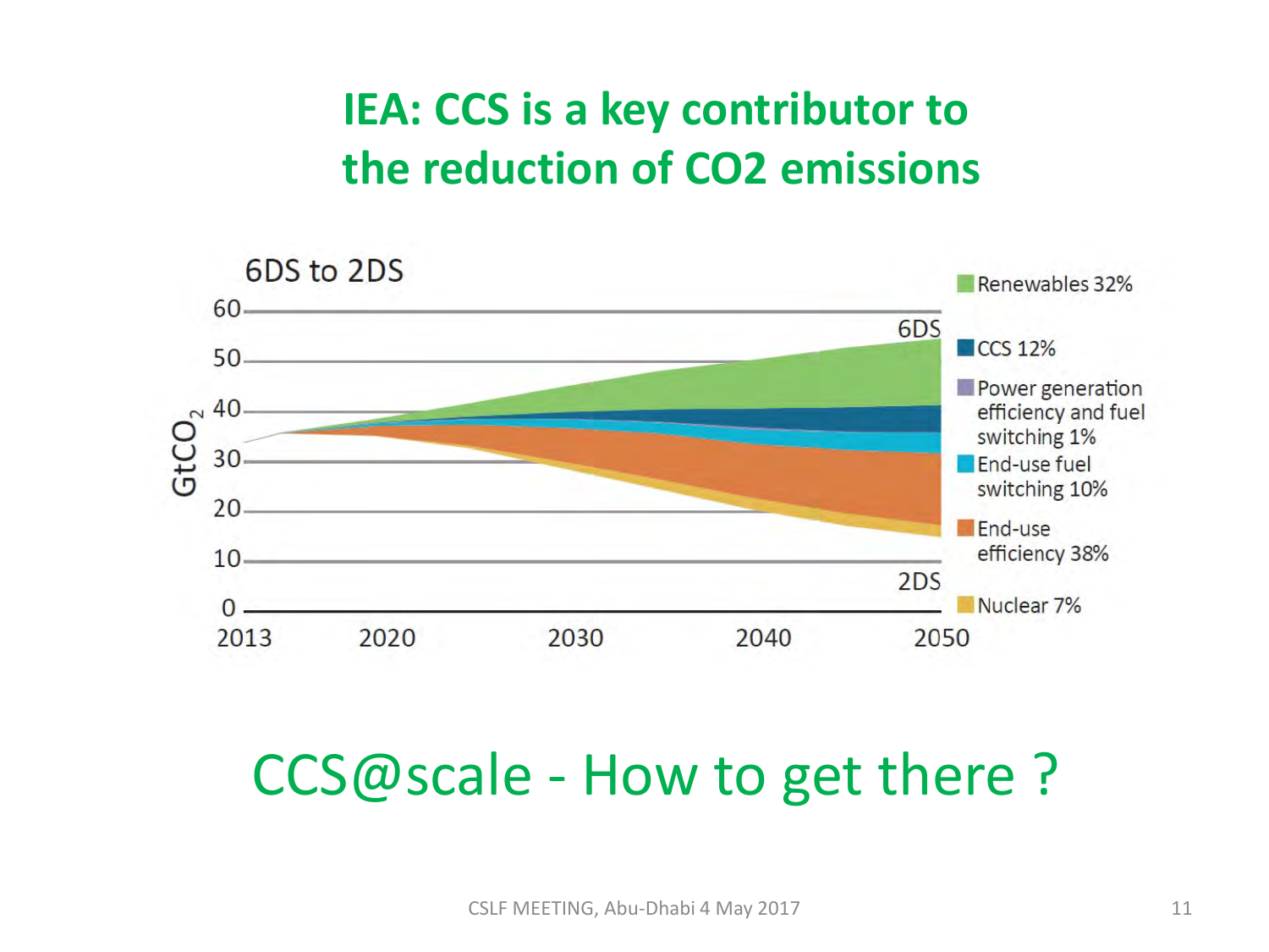# IEA: CCS is a key contributor to the reduction of CO2 emissions

6DS to 2DS

- Renewables 32%
- CCS 12%
- Power generation efficiency and fuel switching 1%
- End-use fuel switching 10%
- End-use efficiency 38%
- Nuclear 7%

# CCS@scale - How to get there ?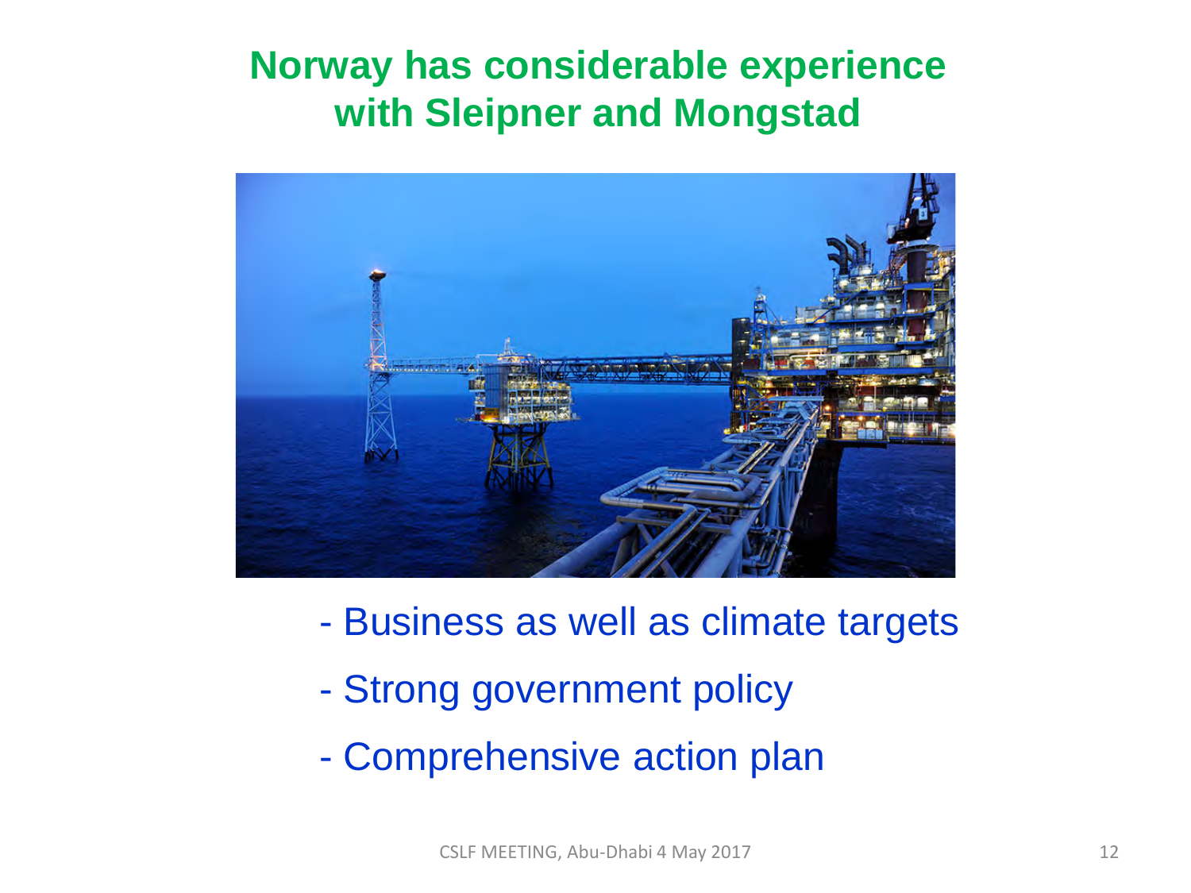# Norway has considerable experience with Sleipner and Mongstad

- Business as well as climate targets
- Strong government policy
- Comprehensive action plan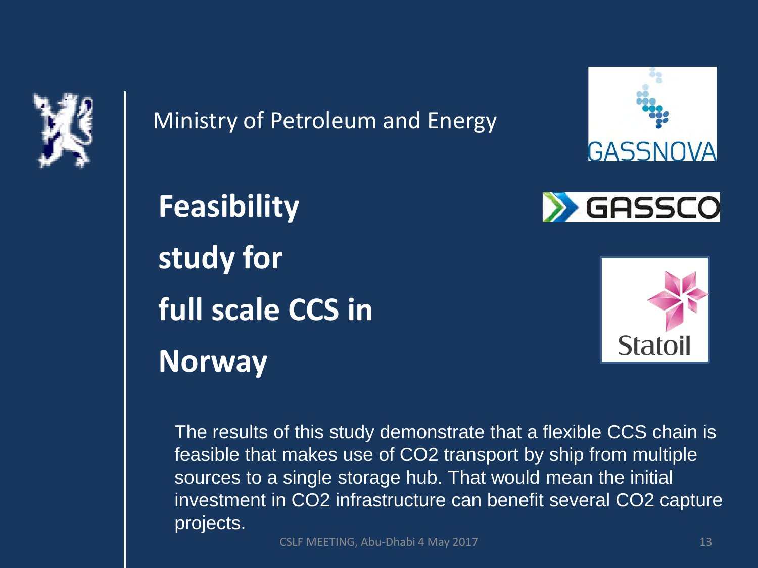Ministry of Petroleum and Energy

# Feasibility study for full scale CCS in Norway

GASSNOVA

GASSCO

Statoil

The results of this study demonstrate that a flexible CCS chain is feasible that makes use of $CO_2$ transport by ship from multiple sources to a single storage hub. That would mean the initial investment in $CO_2$ infrastructure can benefit several $CO_2$ capture projects.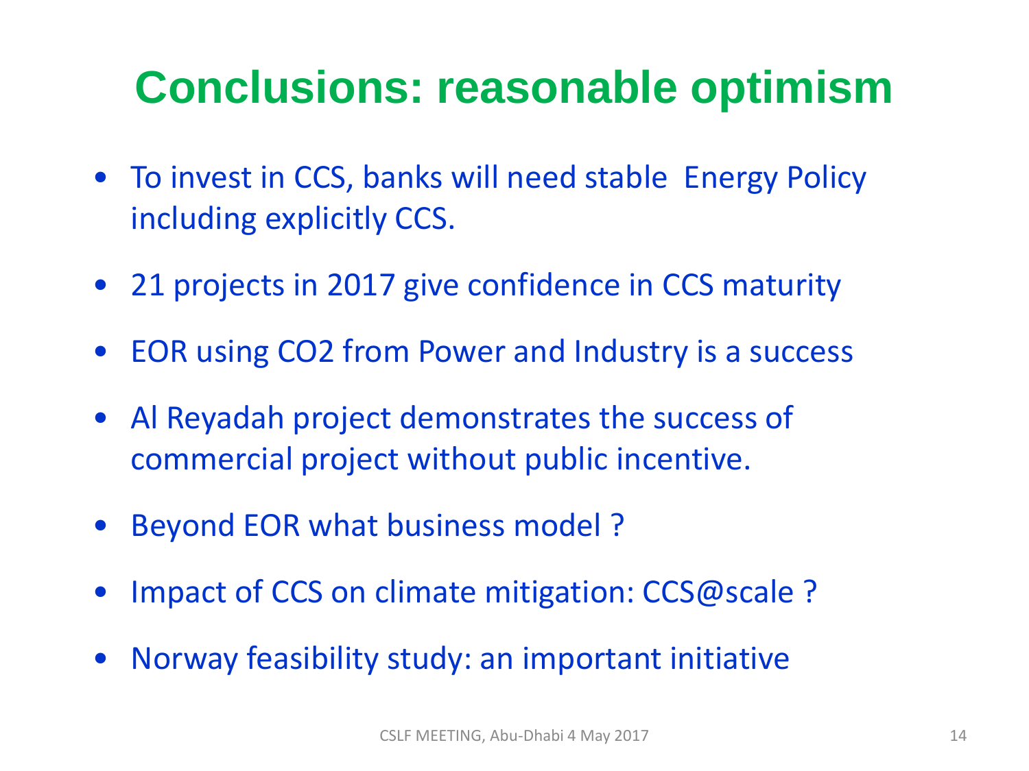# Conclusions: reasonable optimism

- To invest in CCS, banks will need stable Energy Policy including explicitly CCS.
- 21 projects in 2017 give confidence in CCS maturity
- EOR using $CO_2$ from Power and Industry is a success
- Al Reyadah project demonstrates the success of commercial project without public incentive.
- Beyond EOR what business model ?
- Impact of CCS on climate mitigation: CCS@scale ?
- Norway feasibility study: an important initiative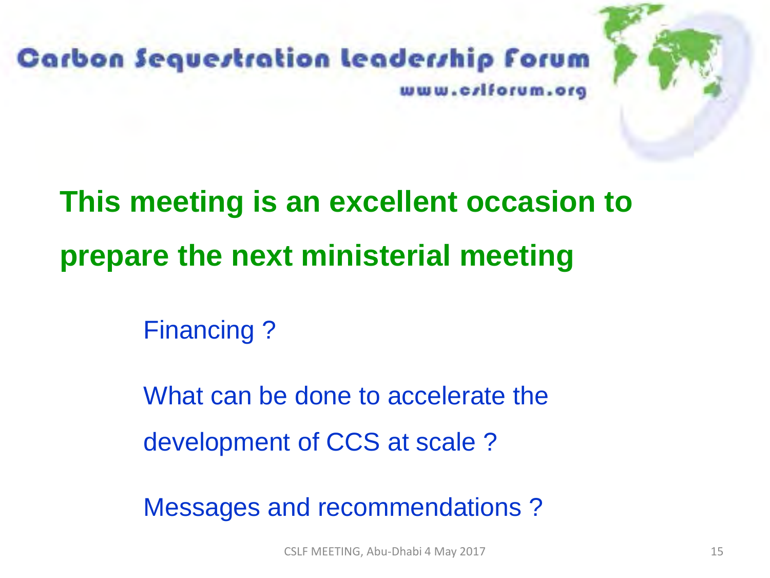Carbon Sequestration Leadership Forum
www.cslforum.org

**This meeting is an excellent occasion to prepare the next ministerial meeting**

Financing ?

What can be done to accelerate the development of CCS at scale ?

Messages and recommendations ?